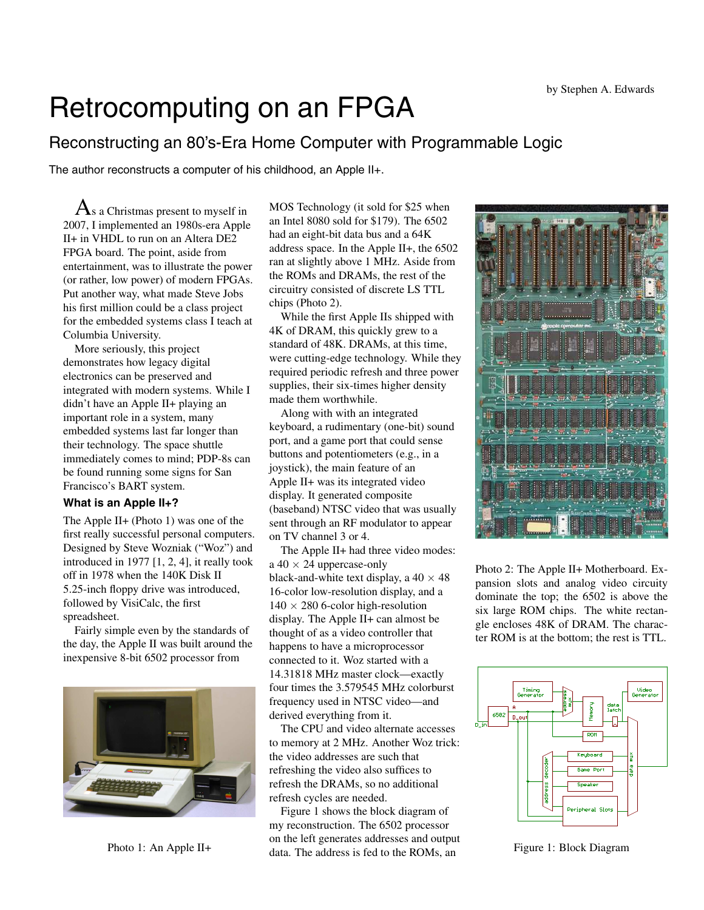by Stephen A. Edwards

# Retrocomputing on an FPGA

## Reconstructing an 80's-Era Home Computer with Programmable Logic

The author reconstructs a computer of his childhood, an Apple II+.

As a Christmas present to myself in 2007, I implemented an 1980s-era Apple II+ in VHDL to run on an Altera DE2 FPGA board. The point, aside from entertainment, was to illustrate the power (or rather, low power) of modern FPGAs. Put another way, what made Steve Jobs his first million could be a class project for the embedded systems class I teach at Columbia University.

More seriously, this project demonstrates how legacy digital electronics can be preserved and integrated with modern systems. While I didn't have an Apple II+ playing an important role in a system, many embedded systems last far longer than their technology. The space shuttle immediately comes to mind; PDP-8s can be found running some signs for San Francisco's BART system.

### What is an Apple II+?

The Apple II+ (Photo 1) was one of the first really successful personal computers. Designed by Steve Wozniak ("Woz") and introduced in 1977 [1, 2, 4], it really took off in 1978 when the 140K Disk II 5.25-inch floppy drive was introduced, followed by VisiCalc, the first spreadsheet.

Fairly simple even by the standards of the day, the Apple II was built around the inexpensive 8-bit 6502 processor from MOS Technology (it sold for $25 when an Intel 8080 sold for $179). The 6502 had an eight-bit data bus and a 64K address space. In the Apple II+, the 6502 ran at slightly above 1 MHz. Aside from the ROMs and DRAMs, the rest of the circuitry consisted of discrete LS TTL chips (Photo 2).

Photo 1: An Apple II+

While the first Apple IIs shipped with 4K of DRAM, this quickly grew to a standard of 48K. DRAMs, at this time, were cutting-edge technology. While they required periodic refresh and three power supplies, their six-times higher density made them worthwhile.

Along with with an integrated keyboard, a rudimentary (one-bit) sound port, and a game port that could sense buttons and potentiometers (e.g., in a joystick), the main feature of an Apple II+ was its integrated video display. It generated composite (baseband) NTSC video that was usually sent through an RF modulator to appear on TV channel 3 or 4.

The Apple II+ had three video modes: a $40 \times 24$ uppercase-only black-and-white text display, a $40 \times 48$ 16-color low-resolution display, and a $140 \times 280$ 6-color high-resolution display. The Apple II+ can almost be thought of as a video controller that happens to have a microprocessor connected to it. Woz started with a 14.31818 MHz master clock—exactly four times the 3.579545 MHz colorburst frequency used in NTSC video—and derived everything from it.

The CPU and video alternate accesses to memory at 2 MHz. Another Woz trick: the video addresses are such that refreshing the video also suffices to refresh the DRAMs, so no additional refresh cycles are needed.

Figure 1 shows the block diagram of my reconstruction. The 6502 processor on the left generates addresses and output data. The address is fed to the ROMs, an

Photo 2: The Apple II+ Motherboard. Expansion slots and analog video circuitry dominate the top; the 6502 is above the six large ROM chips. The white rectangle encloses 48K of DRAM. The character ROM is at the bottom; the rest is TTL.

Figure 1: Block Diagram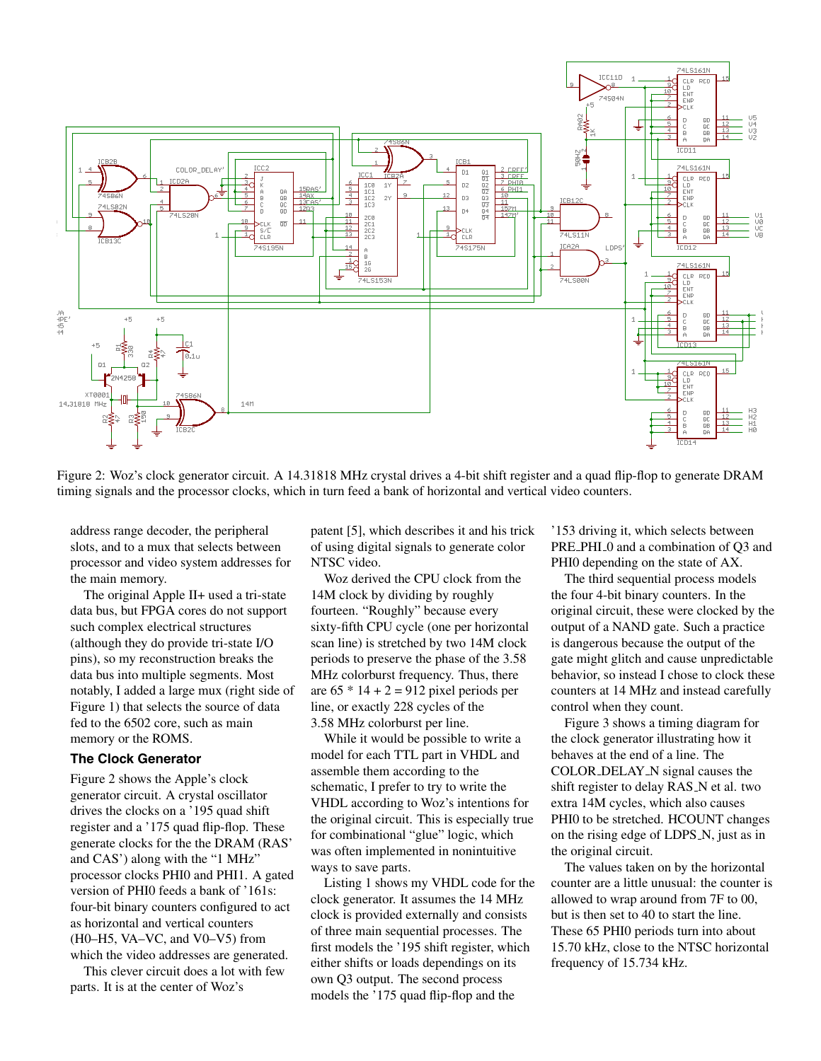Figure 2: Woz's clock generator circuit. A 14.31818 MHz crystal drives a 4-bit shift register and a quad flip-flop to generate DRAM timing signals and the processor clocks, which in turn feed a bank of horizontal and vertical video counters.

address range decoder, the peripheral slots, and to a mux that selects between processor and video system addresses for the main memory.

The original Apple II+ used a tri-state data bus, but FPGA cores do not support such complex electrical structures (although they do provide tri-state I/O pins), so my reconstruction breaks the data bus into multiple segments. Most notably, I added a large mux (right side of Figure 1) that selects the source of data fed to the 6502 core, such as main memory or the ROMS.

### The Clock Generator

Figure 2 shows the Apple's clock generator circuit. A crystal oscillator drives the clocks on a '195 quad shift register and a '175 quad flip-flop. These generate clocks for the the DRAM (RAS' and CAS') along with the "1 MHz" processor clocks PHI0 and PHI1. A gated version of PHI0 feeds a bank of '161s: four-bit binary counters configured to act as horizontal and vertical counters (H0–H5, VA–VC, and V0–V5) from which the video addresses are generated.

This clever circuit does a lot with few parts. It is at the center of Woz's patent [5], which describes it and his trick of using digital signals to generate color NTSC video.

Woz derived the CPU clock from the 14M clock by dividing by roughly fourteen. "Roughly" because every sixty-fifth CPU cycle (one per horizontal scan line) is stretched by two 14M clock periods to preserve the phase of the 3.58 MHz colorburst frequency. Thus, there are 65 * 14 + 2 = 912 pixel periods per line, or exactly 228 cycles of the 3.58 MHz colorburst per line.

While it would be possible to write a model for each TTL part in VHDL and assemble them according to the schematic, I prefer to try to write the VHDL according to Woz's intentions for the original circuit. This is especially true for combinational "glue" logic, which was often implemented in nonintuitive ways to save parts.

Listing 1 shows my VHDL code for the clock generator. It assumes the 14 MHz clock is provided externally and consists of three main sequential processes. The first models the '195 shift register, which either shifts or loads dependings on its own Q3 output. The second process models the '175 quad flip-flop and the '153 driving it, which selects between PRE_PHI_0 and a combination of Q3 and PHI0 depending on the state of AX.

The third sequential process models the four 4-bit binary counters. In the original circuit, these were clocked by the output of a NAND gate. Such a practice is dangerous because the output of the gate might glitch and cause unpredictable behavior, so instead I chose to clock these counters at 14 MHz and instead carefully control when they count.

Figure 3 shows a timing diagram for the clock generator illustrating how it behaves at the end of a line. The COLOR_DELAY_N signal causes the shift register to delay RAS_N et al. two extra 14M cycles, which also causes PHI0 to be stretched. HCOUNT changes on the rising edge of LDPS_N, just as in the original circuit.

The values taken on by the horizontal counter are a little unusual: the counter is allowed to wrap around from 7F to 00, but is then set to 40 to start the line. These 65 PHI0 periods turn into about 15.70 kHz, close to the NTSC horizontal frequency of 15.734 kHz.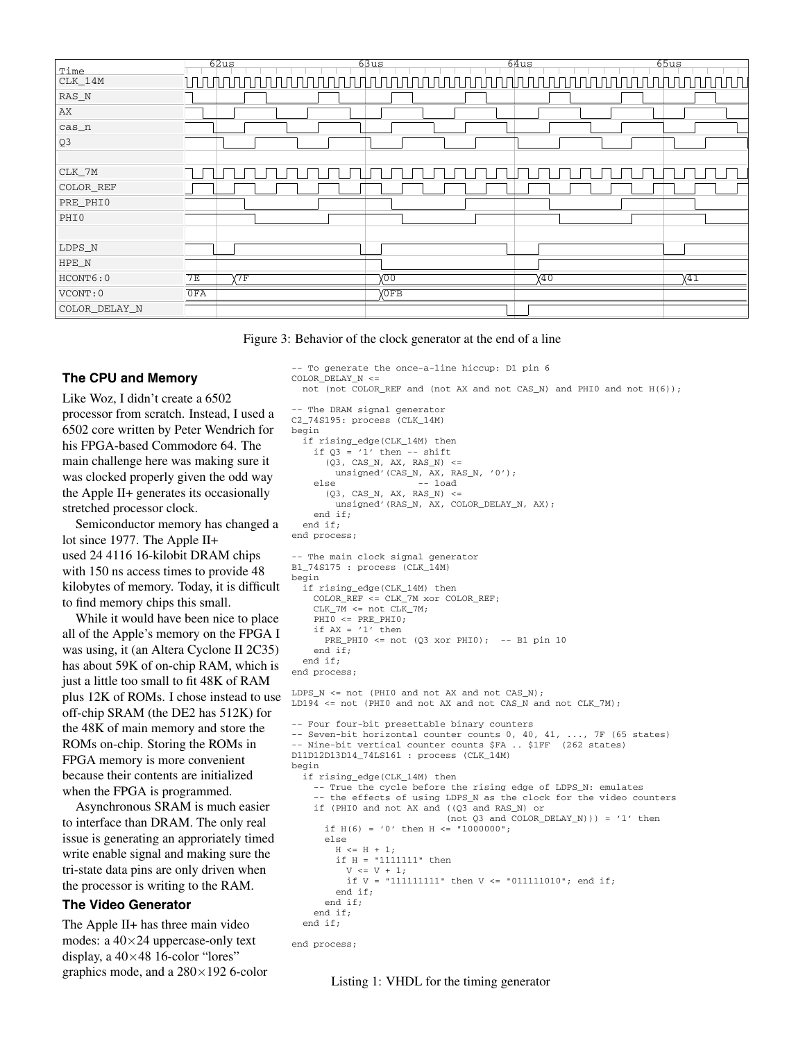Figure 3: Behavior of the clock generator at the end of a line

## The CPU and Memory

Like Woz, I didn't create a 6502 processor from scratch. Instead, I used a 6502 core written by Peter Wendrich for his FPGA-based Commodore 64. The main challenge here was making sure it was clocked properly given the odd way the Apple II+ generates its occasionally stretched processor clock.

Semiconductor memory has changed a lot since 1977. The Apple II+ used 24 4116 16-kilobit DRAM chips with 150 ns access times to provide 48 kilobytes of memory. Today, it is difficult to find memory chips this small.

While it would have been nice to place all of the Apple's memory on the FPGA I was using, it (an Altera Cyclone II 2C35) has about 59K of on-chip RAM, which is just a little too small to fit 48K of RAM plus 12K of ROMs. I chose instead to use off-chip SRAM (the DE2 has 512K) for the 48K of main memory and store the ROMs on-chip. Storing the ROMs in FPGA memory is more convenient because their contents are initialized when the FPGA is programmed.

Asynchronous SRAM is much easier to interface than DRAM. The only real issue is generating an approriately timed write enable signal and making sure the tri-state data pins are only driven when the processor is writing to the RAM.

## The Video Generator

The Apple II+ has three main video modes: a 40×24 uppercase-only text display, a 40×48 16-color "lores" graphics mode, and a 280×192 6-color

```
-- To generate the once-a-line hiccup: D1 pin 6
COLOR_DELAY_N <=
  not (not COLOR_REF and (not AX and not CAS_N) and PHI0 and not H(6));

-- The DRAM signal generator
C2_74S195: process (CLK_14M)
begin
  if rising_edge(CLK_14M) then
    if Q3 = '1' then -- shift
      (Q3, CAS_N, AX, RAS_N) <=
        unsigned'(CAS_N, AX, RAS_N, '0');
    else                -- load
      (Q3, CAS_N, AX, RAS_N) <=
        unsigned'(RAS_N, AX, COLOR_DELAY_N, AX);
    end if;
  end if;
end process;

-- The main clock signal generator
B1_74S175 : process (CLK_14M)
begin
  if rising_edge(CLK_14M) then
    COLOR_REF <= CLK_7M xor COLOR_REF;
    CLK_7M <= not CLK_7M;
    PHI0 <= PRE_PHI0;
    if AX = '1' then
      PRE_PHI0 <= not (Q3 xor PHI0);  -- B1 pin 10
    end if;
  end if;
end process;

LDPS_N <= not (PHI0 and not AX and not CAS_N);
LD194 <= not (PHI0 and not AX and not CAS_N and not CLK_7M);

-- Four four-bit presettable binary counters
-- Seven-bit horizontal counter counts 0, 40, 41, ..., 7F (65 states)
-- Nine-bit vertical counter counts $FA .. $1FF  (262 states)
D11D12D13D14_74LS161 : process (CLK_14M)
begin
  if rising_edge(CLK_14M) then
    -- True the cycle before the rising edge of LDPS_N: emulates
    -- the effects of using LDPS_N as the clock for the video counters
    if (PHI0 and not AX and ((Q3 and RAS_N) or
                            (not Q3 and COLOR_DELAY_N))) = '1' then
      if H(6) = '0' then H <= "1000000";
      else
        H <= H + 1;
        if H = "1111111" then
          V <= V + 1;
          if V = "111111111" then V <= "011111010"; end if;
        end if;
      end if;
    end if;
  end if;

end process;
```

Listing 1: VHDL for the timing generator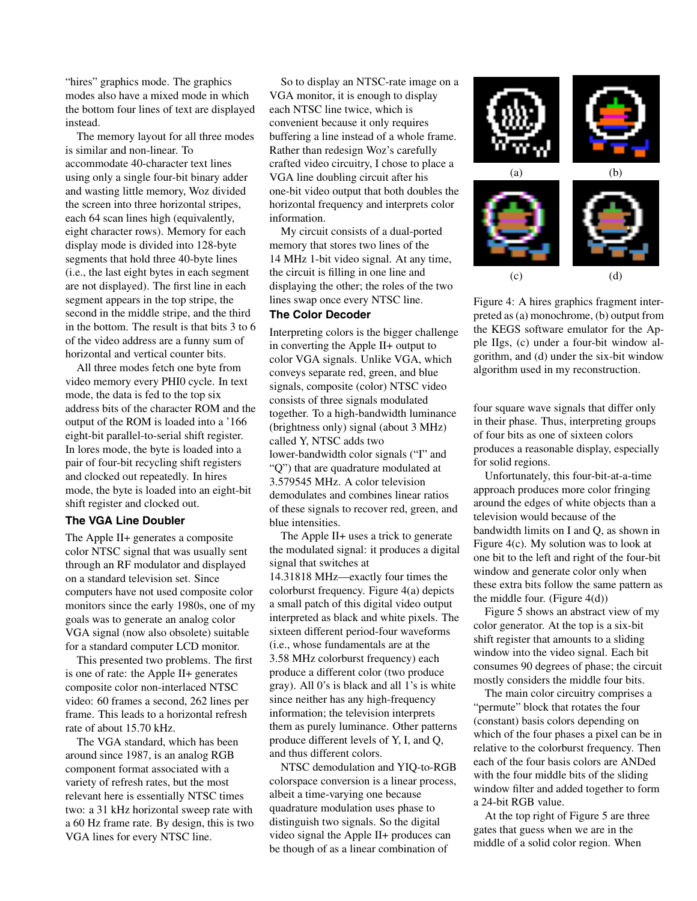"hires" graphics mode. The graphics modes also have a mixed mode in which the bottom four lines of text are displayed instead.

The memory layout for all three modes is similar and non-linear. To accommodate 40-character text lines using only a single four-bit binary adder and wasting little memory, Woz divided the screen into three horizontal stripes, each 64 scan lines high (equivalently, eight character rows). Memory for each display mode is divided into 128-byte segments that hold three 40-byte lines (i.e., the last eight bytes in each segment are not displayed). The first line in each segment appears in the top stripe, the second in the middle stripe, and the third in the bottom. The result is that bits 3 to 6 of the video address are a funny sum of horizontal and vertical counter bits.

All three modes fetch one byte from video memory every PHI0 cycle. In text mode, the data is fed to the top six address bits of the character ROM and the output of the ROM is loaded into a '166 eight-bit parallel-to-serial shift register. In lores mode, the byte is loaded into a pair of four-bit recycling shift registers and clocked out repeatedly. In hires mode, the byte is loaded into an eight-bit shift register and clocked out.

### The VGA Line Doubler

The Apple II+ generates a composite color NTSC signal that was usually sent through an RF modulator and displayed on a standard television set. Since computers have not used composite color monitors since the early 1980s, one of my goals was to generate an analog color VGA signal (now also obsolete) suitable for a standard computer LCD monitor.

This presented two problems. The first is one of rate: the Apple II+ generates composite color non-interlaced NTSC video: 60 frames a second, 262 lines per frame. This leads to a horizontal refresh rate of about 15.70 kHz.

The VGA standard, which has been around since 1987, is an analog RGB component format associated with a variety of refresh rates, but the most relevant here is essentially NTSC times two: a 31 kHz horizontal sweep rate with a 60 Hz frame rate. By design, this is two VGA lines for every NTSC line.

So to display an NTSC-rate image on a VGA monitor, it is enough to display each NTSC line twice, which is convenient because it only requires buffering a line instead of a whole frame. Rather than redesign Woz's carefully crafted video circuitry, I chose to place a VGA line doubling circuit after his one-bit video output that both doubles the horizontal frequency and interprets color information.

My circuit consists of a dual-ported memory that stores two lines of the 14 MHz 1-bit video signal. At any time, the circuit is filling in one line and displaying the other; the roles of the two lines swap once every NTSC line.

### The Color Decoder

Interpreting colors is the bigger challenge in converting the Apple II+ output to color VGA signals. Unlike VGA, which conveys separate red, green, and blue signals, composite (color) NTSC video consists of three signals modulated together. To a high-bandwidth luminance (brightness only) signal (about 3 MHz) called Y, NTSC adds two lower-bandwidth color signals ("I" and "Q") that are quadrature modulated at 3.579545 MHz. A color television demodulates and combines linear ratios of these signals to recover red, green, and blue intensities.

The Apple II+ uses a trick to generate the modulated signal: it produces a digital signal that switches at 14.31818 MHz—exactly four times the colorburst frequency. Figure 4(a) depicts a small patch of this digital video output interpreted as black and white pixels. The sixteen different period-four waveforms (i.e., whose fundamentals are at the 3.58 MHz colorburst frequency) each produce a different color (two produce gray). All 0's is black and all 1's is white since neither has any high-frequency information; the television interprets them as purely luminance. Other patterns produce different levels of Y, I, and Q, and thus different colors.

NTSC demodulation and YIQ-to-RGB colorspace conversion is a linear process, albeit a time-varying one because quadrature modulation uses phase to distinguish two signals. So the digital video signal the Apple II+ produces can be though of as a linear combination of four square wave signals that differ only in their phase. Thus, interpreting groups of four bits as one of sixteen colors produces a reasonable display, especially for solid regions.

(a) (b) (c) (d)

Figure 4: A hires graphics fragment interpreted as (a) monochrome, (b) output from the KEGS software emulator for the Apple IIgs, (c) under a four-bit window algorithm, and (d) under the six-bit window algorithm used in my reconstruction.

Unfortunately, this four-bit-at-a-time approach produces more color fringing around the edges of white objects than a television would because of the bandwidth limits on I and Q, as shown in Figure 4(c). My solution was to look at one bit to the left and right of the four-bit window and generate color only when these extra bits follow the same pattern as the middle four. (Figure 4(d))

Figure 5 shows an abstract view of my color generator. At the top is a six-bit shift register that amounts to a sliding window into the video signal. Each bit consumes 90 degrees of phase; the circuit mostly considers the middle four bits.

The main color circuitry comprises a "permute" block that rotates the four (constant) basis colors depending on which of the four phases a pixel can be in relative to the colorburst frequency. Then each of the four basis colors are ANDed with the four middle bits of the sliding window filter and added together to form a 24-bit RGB value.

At the top right of Figure 5 are three gates that guess when we are in the middle of a solid color region. When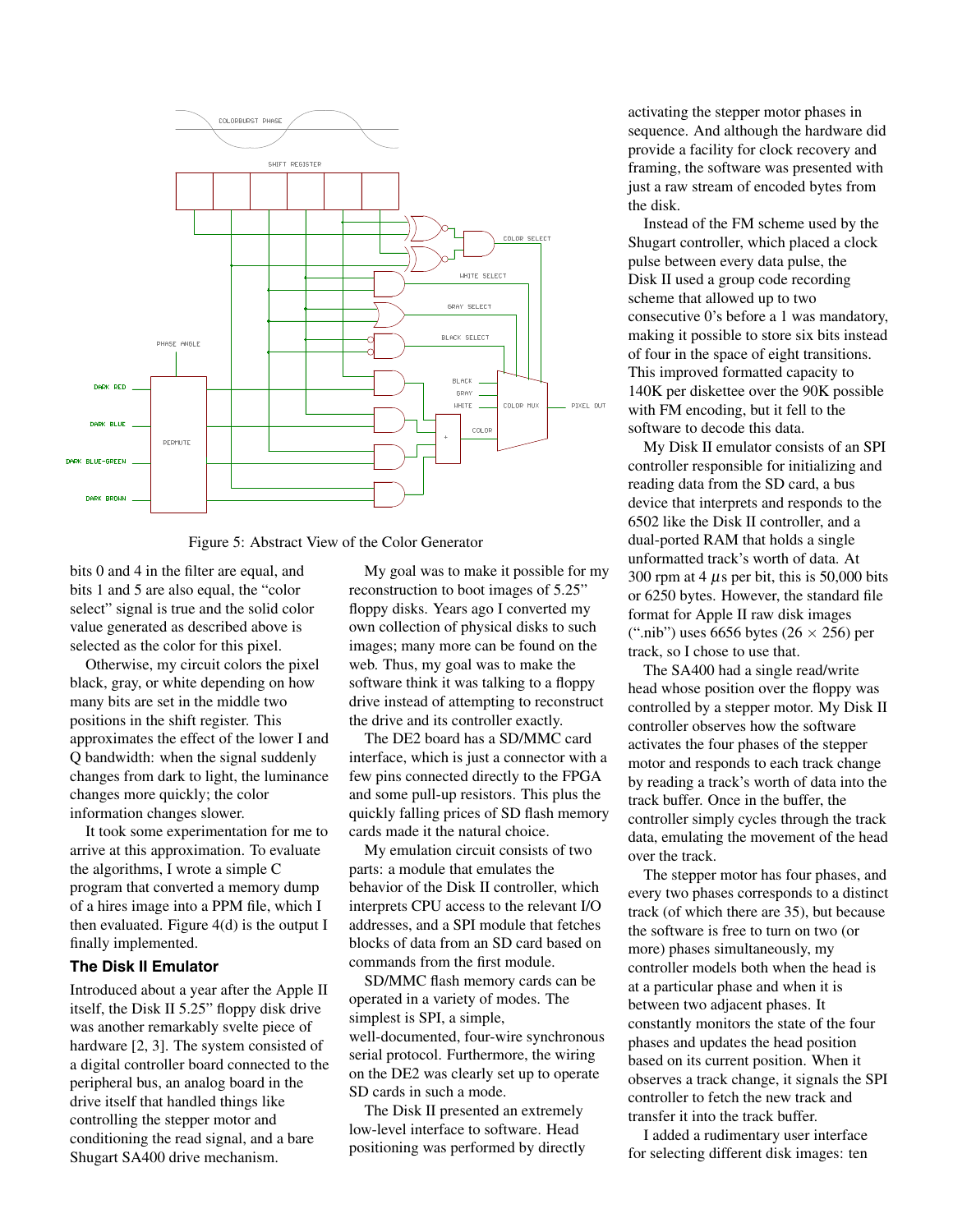Figure 5: Abstract View of the Color Generator

bits 0 and 4 in the filter are equal, and bits 1 and 5 are also equal, the "color select" signal is true and the solid color value generated as described above is selected as the color for this pixel.

Otherwise, my circuit colors the pixel black, gray, or white depending on how many bits are set in the middle two positions in the shift register. This approximates the effect of the lower I and Q bandwidth: when the signal suddenly changes from dark to light, the luminance changes more quickly; the color information changes slower.

It took some experimentation for me to arrive at this approximation. To evaluate the algorithms, I wrote a simple C program that converted a memory dump of a hires image into a PPM file, which I then evaluated. Figure 4(d) is the output I finally implemented.

### The Disk II Emulator

Introduced about a year after the Apple II itself, the Disk II 5.25" floppy disk drive was another remarkably svelte piece of hardware [2, 3]. The system consisted of a digital controller board connected to the peripheral bus, an analog board in the drive itself that handled things like controlling the stepper motor and conditioning the read signal, and a bare Shugart SA400 drive mechanism.

My goal was to make it possible for my reconstruction to boot images of 5.25" floppy disks. Years ago I converted my own collection of physical disks to such images; many more can be found on the web. Thus, my goal was to make the software think it was talking to a floppy drive instead of attempting to reconstruct the drive and its controller exactly.

The DE2 board has a SD/MMC card interface, which is just a connector with a few pins connected directly to the FPGA and some pull-up resistors. This plus the quickly falling prices of SD flash memory cards made it the natural choice.

My emulation circuit consists of two parts: a module that emulates the behavior of the Disk II controller, which interprets CPU access to the relevant I/O addresses, and a SPI module that fetches blocks of data from an SD card based on commands from the first module.

SD/MMC flash memory cards can be operated in a variety of modes. The simplest is SPI, a simple, well-documented, four-wire synchronous serial protocol. Furthermore, the wiring on the DE2 was clearly set up to operate SD cards in such a mode.

The Disk II presented an extremely low-level interface to software. Head positioning was performed by directly activating the stepper motor phases in sequence. And although the hardware did provide a facility for clock recovery and framing, the software was presented with just a raw stream of encoded bytes from the disk.

Instead of the FM scheme used by the Shugart controller, which placed a clock pulse between every data pulse, the Disk II used a group code recording scheme that allowed up to two consecutive 0's before a 1 was mandatory, making it possible to store six bits instead of four in the space of eight transitions. This improved formatted capacity to 140K per diskettee over the 90K possible with FM encoding, but it fell to the software to decode this data.

My Disk II emulator consists of an SPI controller responsible for initializing and reading data from the SD card, a bus device that interprets and responds to the 6502 like the Disk II controller, and a dual-ported RAM that holds a single unformatted track's worth of data. At 300 rpm at 4 $\mu$s per bit, this is 50,000 bits or 6250 bytes. However, the standard file format for Apple II raw disk images (".nib") uses 6656 bytes ($26 \times 256$) per track, so I chose to use that.

The SA400 had a single read/write head whose position over the floppy was controlled by a stepper motor. My Disk II controller observes how the software activates the four phases of the stepper motor and responds to each track change by reading a track's worth of data into the track buffer. Once in the buffer, the controller simply cycles through the track data, emulating the movement of the head over the track.

The stepper motor has four phases, and every two phases corresponds to a distinct track (of which there are 35), but because the software is free to turn on two (or more) phases simultaneously, my controller models both when the head is at a particular phase and when it is between two adjacent phases. It constantly monitors the state of the four phases and updates the head position based on its current position. When it observes a track change, it signals the SPI controller to fetch the new track and transfer it into the track buffer.

I added a rudimentary user interface for selecting different disk images: ten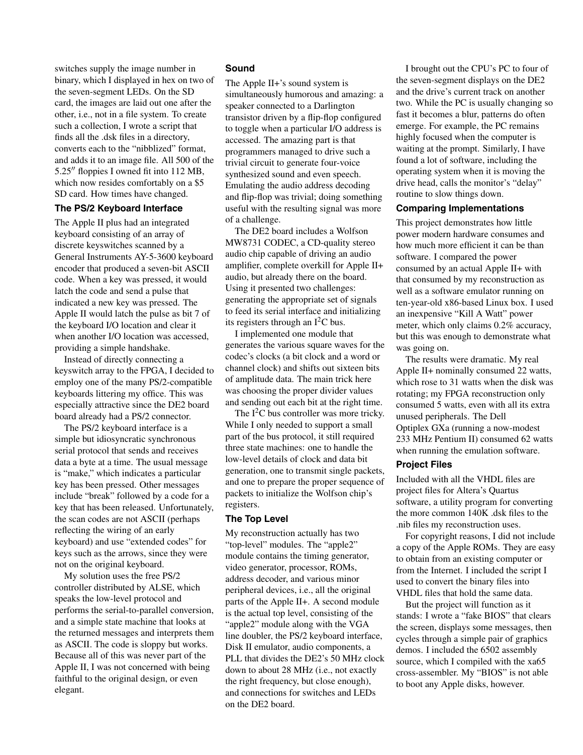switches supply the image number in binary, which I displayed in hex on two of the seven-segment LEDs. On the SD card, the images are laid out one after the other, i.e., not in a file system. To create such a collection, I wrote a script that finds all the .dsk files in a directory, converts each to the "nibblized" format, and adds it to an image file. All 500 of the 5.25″ floppies I owned fit into 112 MB, which now resides comfortably on a $5 SD card. How times have changed.

### The PS/2 Keyboard Interface

The Apple II plus had an integrated keyboard consisting of an array of discrete keyswitches scanned by a General Instruments AY-5-3600 keyboard encoder that produced a seven-bit ASCII code. When a key was pressed, it would latch the code and send a pulse that indicated a new key was pressed. The Apple II would latch the pulse as bit 7 of the keyboard I/O location and clear it when another I/O location was accessed, providing a simple handshake.

Instead of directly connecting a keyswitch array to the FPGA, I decided to employ one of the many PS/2-compatible keyboards littering my office. This was especially attractive since the DE2 board board already had a PS/2 connector.

The PS/2 keyboard interface is a simple but idiosyncratic synchronous serial protocol that sends and receives data a byte at a time. The usual message is "make," which indicates a particular key has been pressed. Other messages include "break" followed by a code for a key that has been released. Unfortunately, the scan codes are not ASCII (perhaps reflecting the wiring of an early keyboard) and use "extended codes" for keys such as the arrows, since they were not on the original keyboard.

My solution uses the free PS/2 controller distributed by ALSE, which speaks the low-level protocol and performs the serial-to-parallel conversion, and a simple state machine that looks at the returned messages and interprets them as ASCII. The code is sloppy but works. Because all of this was never part of the Apple II, I was not concerned with being faithful to the original design, or even elegant.

### Sound

The Apple II+'s sound system is simultaneously humorous and amazing: a speaker connected to a Darlington transistor driven by a flip-flop configured to toggle when a particular I/O address is accessed. The amazing part is that programmers managed to drive such a trivial circuit to generate four-voice synthesized sound and even speech. Emulating the audio address decoding and flip-flop was trivial; doing something useful with the resulting signal was more of a challenge.

The DE2 board includes a Wolfson MW8731 CODEC, a CD-quality stereo audio chip capable of driving an audio amplifier, complete overkill for Apple II+ audio, but already there on the board. Using it presented two challenges: generating the appropriate set of signals to feed its serial interface and initializing its registers through an $I^2C$ bus.

I implemented one module that generates the various square waves for the codec's clocks (a bit clock and a word or channel clock) and shifts out sixteen bits of amplitude data. The main trick here was choosing the proper divider values and sending out each bit at the right time.

The $I^2C$ bus controller was more tricky. While I only needed to support a small part of the bus protocol, it still required three state machines: one to handle the low-level details of clock and data bit generation, one to transmit single packets, and one to prepare the proper sequence of packets to initialize the Wolfson chip's registers.

### The Top Level

My reconstruction actually has two "top-level" modules. The "apple2" module contains the timing generator, video generator, processor, ROMs, address decoder, and various minor peripheral devices, i.e., all the original parts of the Apple II+. A second module is the actual top level, consisting of the "apple2" module along with the VGA line doubler, the PS/2 keyboard interface, Disk II emulator, audio components, a PLL that divides the DE2's 50 MHz clock down to about 28 MHz (i.e., not exactly the right frequency, but close enough), and connections for switches and LEDs on the DE2 board.

I brought out the CPU's PC to four of the seven-segment displays on the DE2 and the drive's current track on another two. While the PC is usually changing so fast it becomes a blur, patterns do often emerge. For example, the PC remains highly focused when the computer is waiting at the prompt. Similarly, I have found a lot of software, including the operating system when it is moving the drive head, calls the monitor's "delay" routine to slow things down.

### Comparing Implementations

This project demonstrates how little power modern hardware consumes and how much more efficient it can be than software. I compared the power consumed by an actual Apple II+ with that consumed by my reconstruction as well as a software emulator running on ten-year-old x86-based Linux box. I used an inexpensive "Kill A Watt" power meter, which only claims 0.2% accuracy, but this was enough to demonstrate what was going on.

The results were dramatic. My real Apple II+ nominally consumed 22 watts, which rose to 31 watts when the disk was rotating; my FPGA reconstruction only consumed 5 watts, even with all its extra unused peripherals. The Dell Optiplex GXa (running a now-modest 233 MHz Pentium II) consumed 62 watts when running the emulation software.

### Project Files

Included with all the VHDL files are project files for Altera's Quartus software, a utility program for converting the more common 140K .dsk files to the .nib files my reconstruction uses.

For copyright reasons, I did not include a copy of the Apple ROMs. They are easy to obtain from an existing computer or from the Internet. I included the script I used to convert the binary files into VHDL files that hold the same data.

But the project will function as it stands: I wrote a "fake BIOS" that clears the screen, displays some messages, then cycles through a simple pair of graphics demos. I included the 6502 assembly source, which I compiled with the xa65 cross-assembler. My "BIOS" is not able to boot any Apple disks, however.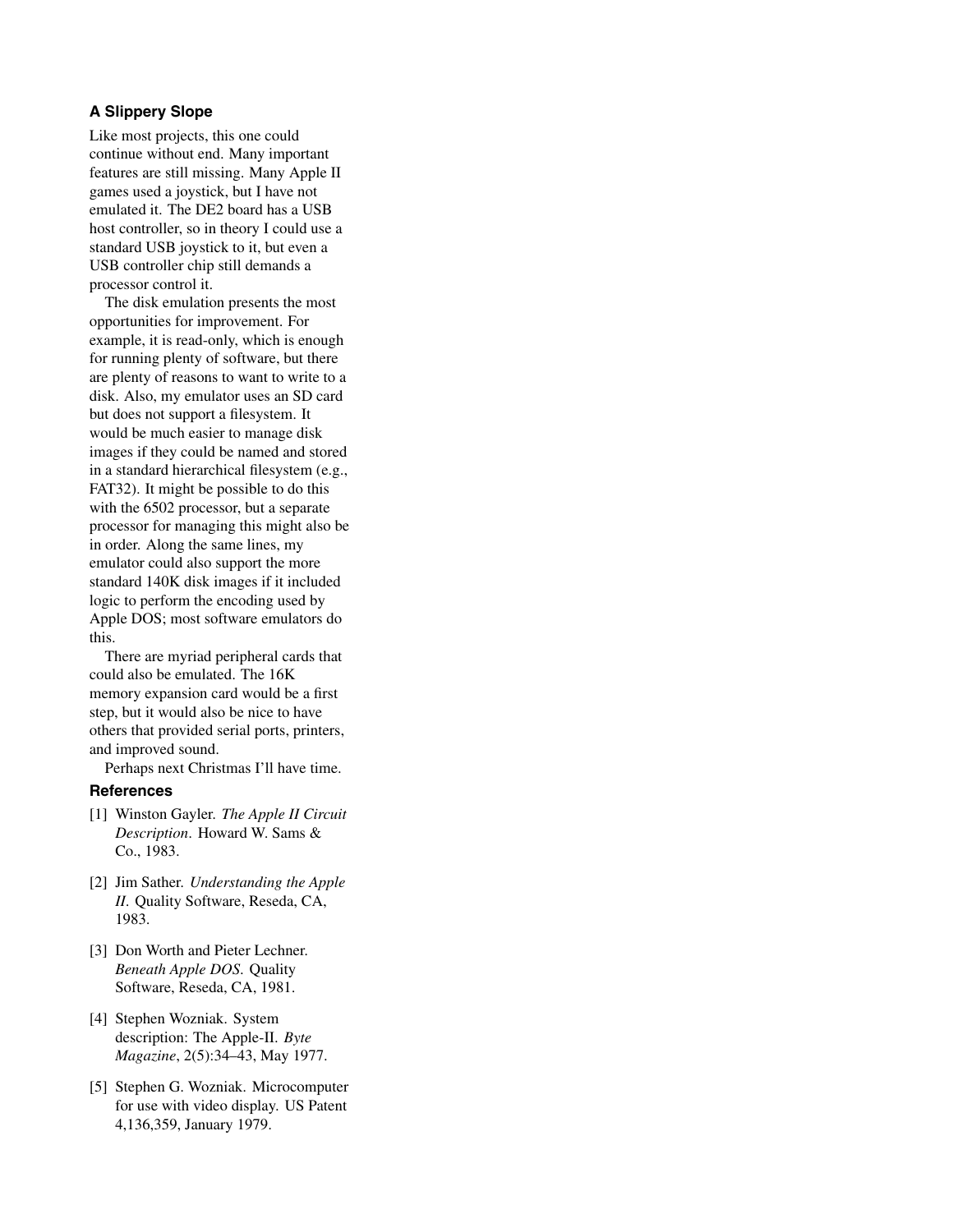### A Slippery Slope

Like most projects, this one could continue without end. Many important features are still missing. Many Apple II games used a joystick, but I have not emulated it. The DE2 board has a USB host controller, so in theory I could use a standard USB joystick to it, but even a USB controller chip still demands a processor control it.

The disk emulation presents the most opportunities for improvement. For example, it is read-only, which is enough for running plenty of software, but there are plenty of reasons to want to write to a disk. Also, my emulator uses an SD card but does not support a filesystem. It would be much easier to manage disk images if they could be named and stored in a standard hierarchical filesystem (e.g., FAT32). It might be possible to do this with the 6502 processor, but a separate processor for managing this might also be in order. Along the same lines, my emulator could also support the more standard 140K disk images if it included logic to perform the encoding used by Apple DOS; most software emulators do this.

There are myriad peripheral cards that could also be emulated. The 16K memory expansion card would be a first step, but it would also be nice to have others that provided serial ports, printers, and improved sound.

Perhaps next Christmas I'll have time.

### References

[1] Winston Gayler. *The Apple II Circuit Description*. Howard W. Sams & Co., 1983.

[2] Jim Sather. *Understanding the Apple II*. Quality Software, Reseda, CA, 1983.

[3] Don Worth and Pieter Lechner. *Beneath Apple DOS*. Quality Software, Reseda, CA, 1981.

[4] Stephen Wozniak. System description: The Apple-II. *Byte Magazine*, 2(5):34–43, May 1977.

[5] Stephen G. Wozniak. Microcomputer for use with video display. US Patent 4,136,359, January 1979.